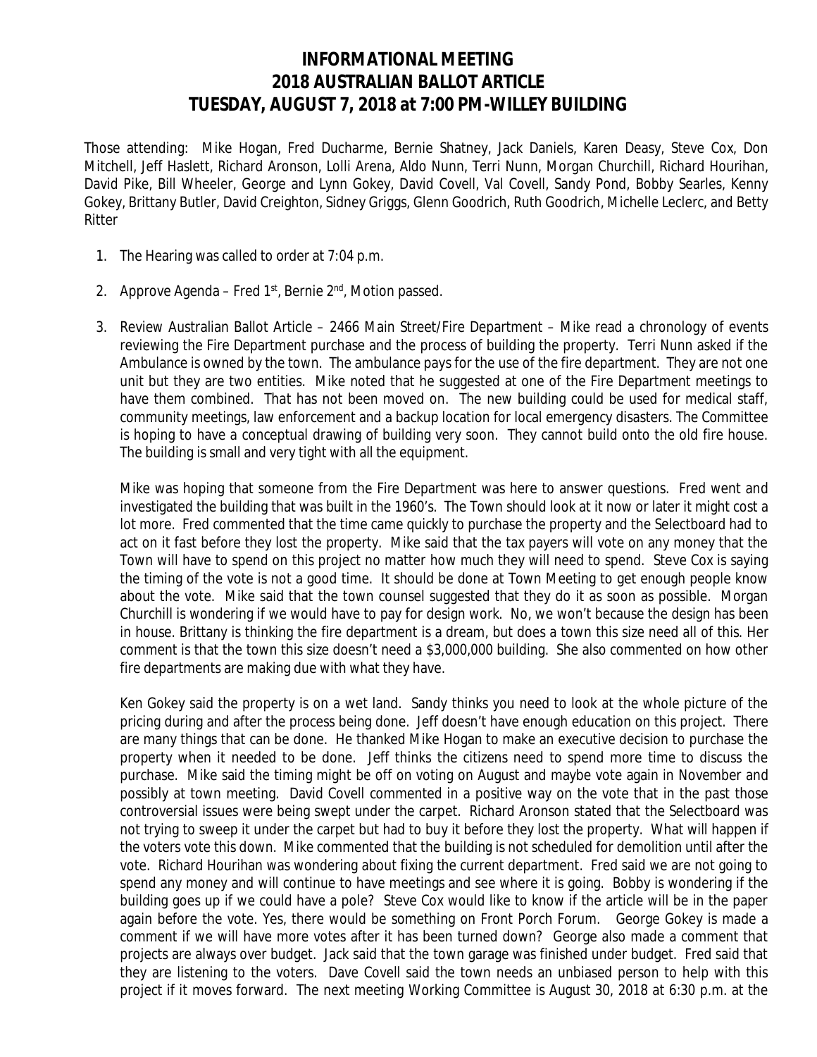# INFORMATIONAL MEETING
# 2018 AUSTRALIAN BALLOT ARTICLE
# TUESDAY, AUGUST 7, 2018 at 7:00 PM-WILLEY BUILDING

Those attending: Mike Hogan, Fred Ducharme, Bernie Shatney, Jack Daniels, Karen Deasy, Steve Cox, Don Mitchell, Jeff Haslett, Richard Aronson, Lolli Arena, Aldo Nunn, Terri Nunn, Morgan Churchill, Richard Hourihan, David Pike, Bill Wheeler, George and Lynn Gokey, David Covell, Val Covell, Sandy Pond, Bobby Searles, Kenny Gokey, Brittany Butler, David Creighton, Sidney Griggs, Glenn Goodrich, Ruth Goodrich, Michelle Leclerc, and Betty Ritter

1. The Hearing was called to order at 7:04 p.m.

2. Approve Agenda – Fred 1st, Bernie 2nd, Motion passed.

3. Review Australian Ballot Article – 2466 Main Street/Fire Department – Mike read a chronology of events reviewing the Fire Department purchase and the process of building the property. Terri Nunn asked if the Ambulance is owned by the town. The ambulance pays for the use of the fire department. They are not one unit but they are two entities. Mike noted that he suggested at one of the Fire Department meetings to have them combined. That has not been moved on. The new building could be used for medical staff, community meetings, law enforcement and a backup location for local emergency disasters. The Committee is hoping to have a conceptual drawing of building very soon. They cannot build onto the old fire house. The building is small and very tight with all the equipment.

   Mike was hoping that someone from the Fire Department was here to answer questions. Fred went and investigated the building that was built in the 1960's. The Town should look at it now or later it might cost a lot more. Fred commented that the time came quickly to purchase the property and the Selectboard had to act on it fast before they lost the property. Mike said that the tax payers will vote on any money that the Town will have to spend on this project no matter how much they will need to spend. Steve Cox is saying the timing of the vote is not a good time. It should be done at Town Meeting to get enough people know about the vote. Mike said that the town counsel suggested that they do it as soon as possible. Morgan Churchill is wondering if we would have to pay for design work. No, we won't because the design has been in house. Brittany is thinking the fire department is a dream, but does a town this size need all of this. Her comment is that the town this size doesn't need a $3,000,000 building. She also commented on how other fire departments are making due with what they have.

   Ken Gokey said the property is on a wet land. Sandy thinks you need to look at the whole picture of the pricing during and after the process being done. Jeff doesn't have enough education on this project. There are many things that can be done. He thanked Mike Hogan to make an executive decision to purchase the property when it needed to be done. Jeff thinks the citizens need to spend more time to discuss the purchase. Mike said the timing might be off on voting on August and maybe vote again in November and possibly at town meeting. David Covell commented in a positive way on the vote that in the past those controversial issues were being swept under the carpet. Richard Aronson stated that the Selectboard was not trying to sweep it under the carpet but had to buy it before they lost the property. What will happen if the voters vote this down. Mike commented that the building is not scheduled for demolition until after the vote. Richard Hourihan was wondering about fixing the current department. Fred said we are not going to spend any money and will continue to have meetings and see where it is going. Bobby is wondering if the building goes up if we could have a pole? Steve Cox would like to know if the article will be in the paper again before the vote. Yes, there would be something on Front Porch Forum. George Gokey is made a comment if we will have more votes after it has been turned down? George also made a comment that projects are always over budget. Jack said that the town garage was finished under budget. Fred said that they are listening to the voters. Dave Covell said the town needs an unbiased person to help with this project if it moves forward. The next meeting Working Committee is August 30, 2018 at 6:30 p.m. at the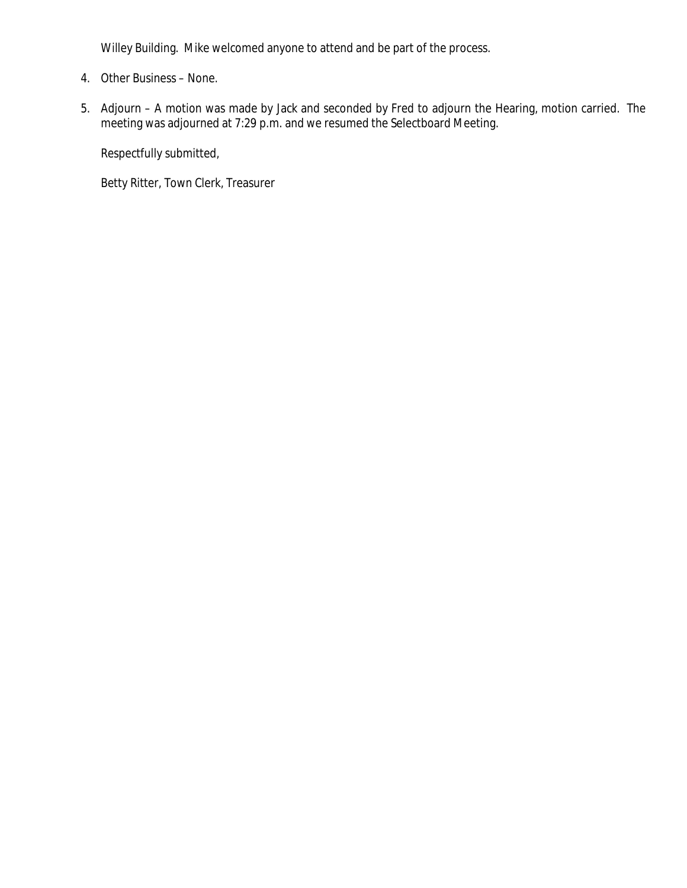Willey Building. Mike welcomed anyone to attend and be part of the process.

4. Other Business – None.

5. Adjourn – A motion was made by Jack and seconded by Fred to adjourn the Hearing, motion carried. The meeting was adjourned at 7:29 p.m. and we resumed the Selectboard Meeting.

   Respectfully submitted,

   Betty Ritter, Town Clerk, Treasurer